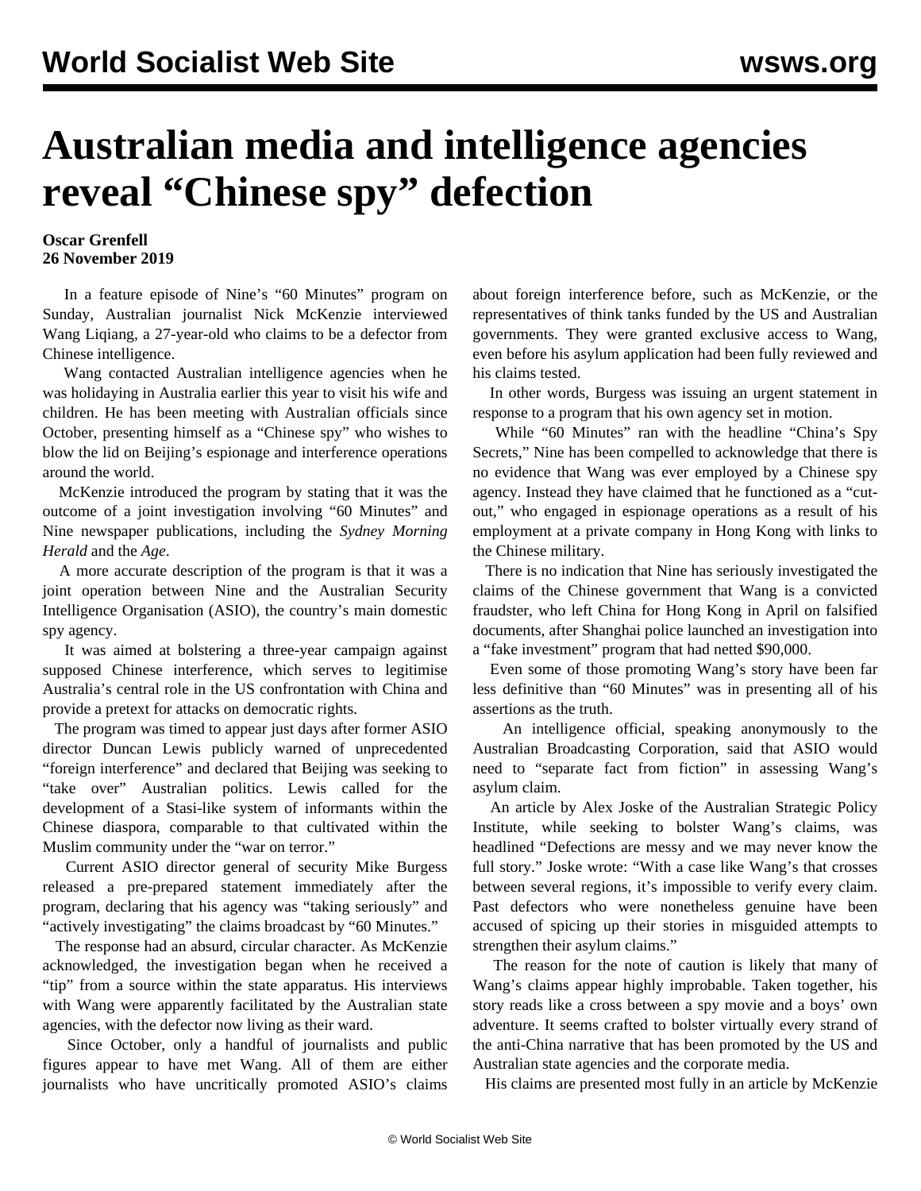# Australian media and intelligence agencies reveal "Chinese spy" defection

**Oscar Grenfell**
**26 November 2019**

In a feature episode of Nine's "60 Minutes" program on Sunday, Australian journalist Nick McKenzie interviewed Wang Liqiang, a 27-year-old who claims to be a defector from Chinese intelligence.

Wang contacted Australian intelligence agencies when he was holidaying in Australia earlier this year to visit his wife and children. He has been meeting with Australian officials since October, presenting himself as a "Chinese spy" who wishes to blow the lid on Beijing's espionage and interference operations around the world.

McKenzie introduced the program by stating that it was the outcome of a joint investigation involving "60 Minutes" and Nine newspaper publications, including the *Sydney Morning Herald* and the *Age*.

A more accurate description of the program is that it was a joint operation between Nine and the Australian Security Intelligence Organisation (ASIO), the country's main domestic spy agency.

It was aimed at bolstering a three-year campaign against supposed Chinese interference, which serves to legitimise Australia's central role in the US confrontation with China and provide a pretext for attacks on democratic rights.

The program was timed to appear just days after former ASIO director Duncan Lewis publicly warned of unprecedented "foreign interference" and declared that Beijing was seeking to "take over" Australian politics. Lewis called for the development of a Stasi-like system of informants within the Chinese diaspora, comparable to that cultivated within the Muslim community under the "war on terror."

Current ASIO director general of security Mike Burgess released a pre-prepared statement immediately after the program, declaring that his agency was "taking seriously" and "actively investigating" the claims broadcast by "60 Minutes."

The response had an absurd, circular character. As McKenzie acknowledged, the investigation began when he received a "tip" from a source within the state apparatus. His interviews with Wang were apparently facilitated by the Australian state agencies, with the defector now living as their ward.

Since October, only a handful of journalists and public figures appear to have met Wang. All of them are either journalists who have uncritically promoted ASIO's claims about foreign interference before, such as McKenzie, or the representatives of think tanks funded by the US and Australian governments. They were granted exclusive access to Wang, even before his asylum application had been fully reviewed and his claims tested.

In other words, Burgess was issuing an urgent statement in response to a program that his own agency set in motion.

While "60 Minutes" ran with the headline "China's Spy Secrets," Nine has been compelled to acknowledge that there is no evidence that Wang was ever employed by a Chinese spy agency. Instead they have claimed that he functioned as a "cut-out," who engaged in espionage operations as a result of his employment at a private company in Hong Kong with links to the Chinese military.

There is no indication that Nine has seriously investigated the claims of the Chinese government that Wang is a convicted fraudster, who left China for Hong Kong in April on falsified documents, after Shanghai police launched an investigation into a "fake investment" program that had netted $90,000.

Even some of those promoting Wang's story have been far less definitive than "60 Minutes" was in presenting all of his assertions as the truth.

An intelligence official, speaking anonymously to the Australian Broadcasting Corporation, said that ASIO would need to "separate fact from fiction" in assessing Wang's asylum claim.

An article by Alex Joske of the Australian Strategic Policy Institute, while seeking to bolster Wang's claims, was headlined "Defections are messy and we may never know the full story." Joske wrote: "With a case like Wang's that crosses between several regions, it's impossible to verify every claim. Past defectors who were nonetheless genuine have been accused of spicing up their stories in misguided attempts to strengthen their asylum claims."

The reason for the note of caution is likely that many of Wang's claims appear highly improbable. Taken together, his story reads like a cross between a spy movie and a boys' own adventure. It seems crafted to bolster virtually every strand of the anti-China narrative that has been promoted by the US and Australian state agencies and the corporate media.

His claims are presented most fully in an article by McKenzie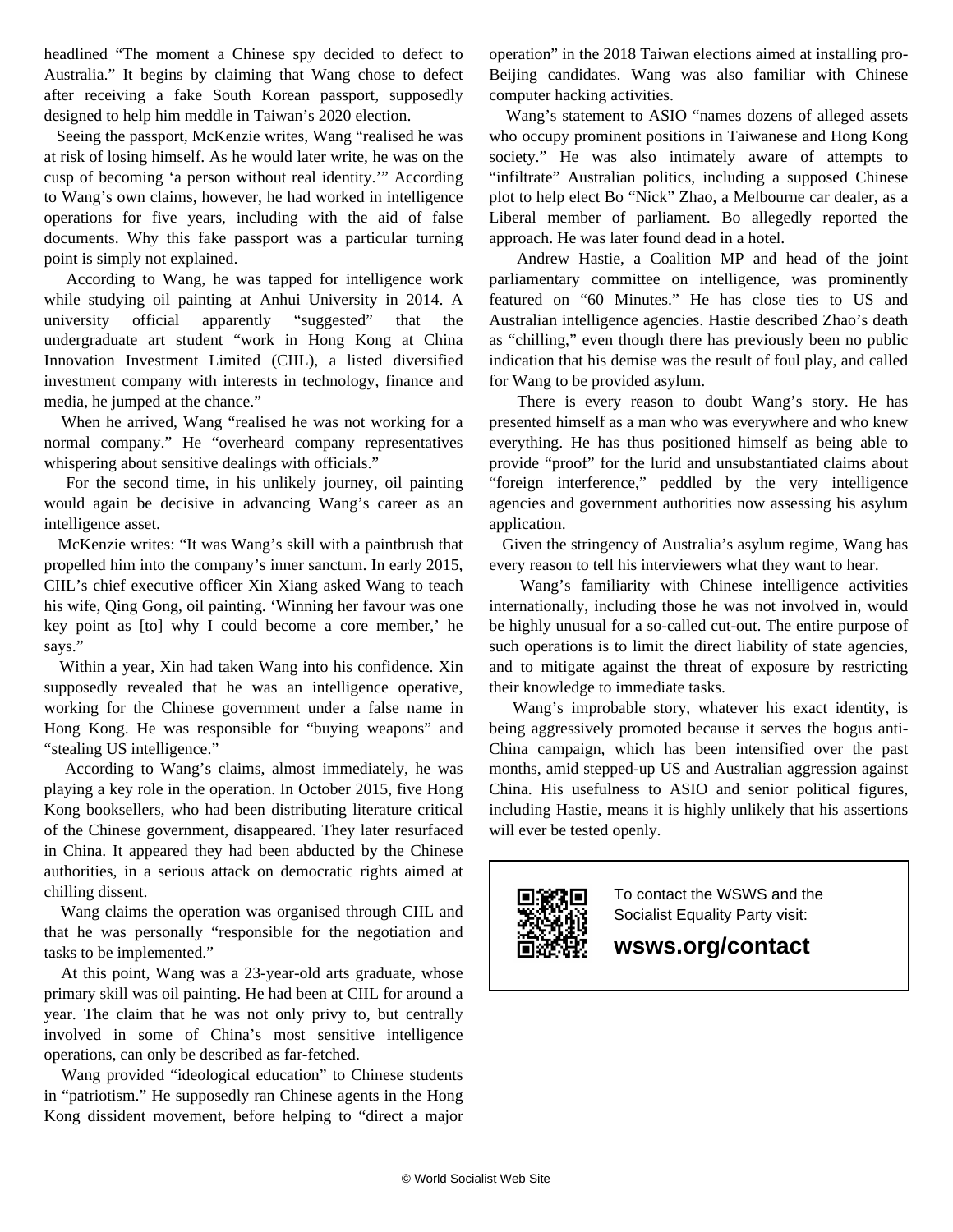headlined "The moment a Chinese spy decided to defect to Australia." It begins by claiming that Wang chose to defect after receiving a fake South Korean passport, supposedly designed to help him meddle in Taiwan's 2020 election.

Seeing the passport, McKenzie writes, Wang "realised he was at risk of losing himself. As he would later write, he was on the cusp of becoming 'a person without real identity.'" According to Wang's own claims, however, he had worked in intelligence operations for five years, including with the aid of false documents. Why this fake passport was a particular turning point is simply not explained.

According to Wang, he was tapped for intelligence work while studying oil painting at Anhui University in 2014. A university official apparently "suggested" that the undergraduate art student "work in Hong Kong at China Innovation Investment Limited (CIIL), a listed diversified investment company with interests in technology, finance and media, he jumped at the chance."

When he arrived, Wang "realised he was not working for a normal company." He "overheard company representatives whispering about sensitive dealings with officials."

For the second time, in his unlikely journey, oil painting would again be decisive in advancing Wang's career as an intelligence asset.

McKenzie writes: "It was Wang's skill with a paintbrush that propelled him into the company's inner sanctum. In early 2015, CIIL's chief executive officer Xin Xiang asked Wang to teach his wife, Qing Gong, oil painting. 'Winning her favour was one key point as [to] why I could become a core member,' he says."

Within a year, Xin had taken Wang into his confidence. Xin supposedly revealed that he was an intelligence operative, working for the Chinese government under a false name in Hong Kong. He was responsible for "buying weapons" and "stealing US intelligence."

According to Wang's claims, almost immediately, he was playing a key role in the operation. In October 2015, five Hong Kong booksellers, who had been distributing literature critical of the Chinese government, disappeared. They later resurfaced in China. It appeared they had been abducted by the Chinese authorities, in a serious attack on democratic rights aimed at chilling dissent.

Wang claims the operation was organised through CIIL and that he was personally "responsible for the negotiation and tasks to be implemented."

At this point, Wang was a 23-year-old arts graduate, whose primary skill was oil painting. He had been at CIIL for around a year. The claim that he was not only privy to, but centrally involved in some of China's most sensitive intelligence operations, can only be described as far-fetched.

Wang provided "ideological education" to Chinese students in "patriotism." He supposedly ran Chinese agents in the Hong Kong dissident movement, before helping to "direct a major operation" in the 2018 Taiwan elections aimed at installing pro-Beijing candidates. Wang was also familiar with Chinese computer hacking activities.

Wang's statement to ASIO "names dozens of alleged assets who occupy prominent positions in Taiwanese and Hong Kong society." He was also intimately aware of attempts to "infiltrate" Australian politics, including a supposed Chinese plot to help elect Bo "Nick" Zhao, a Melbourne car dealer, as a Liberal member of parliament. Bo allegedly reported the approach. He was later found dead in a hotel.

Andrew Hastie, a Coalition MP and head of the joint parliamentary committee on intelligence, was prominently featured on "60 Minutes." He has close ties to US and Australian intelligence agencies. Hastie described Zhao's death as "chilling," even though there has previously been no public indication that his demise was the result of foul play, and called for Wang to be provided asylum.

There is every reason to doubt Wang's story. He has presented himself as a man who was everywhere and who knew everything. He has thus positioned himself as being able to provide "proof" for the lurid and unsubstantiated claims about "foreign interference," peddled by the very intelligence agencies and government authorities now assessing his asylum application.

Given the stringency of Australia's asylum regime, Wang has every reason to tell his interviewers what they want to hear.

Wang's familiarity with Chinese intelligence activities internationally, including those he was not involved in, would be highly unusual for a so-called cut-out. The entire purpose of such operations is to limit the direct liability of state agencies, and to mitigate against the threat of exposure by restricting their knowledge to immediate tasks.

Wang's improbable story, whatever his exact identity, is being aggressively promoted because it serves the bogus anti-China campaign, which has been intensified over the past months, amid stepped-up US and Australian aggression against China. His usefulness to ASIO and senior political figures, including Hastie, means it is highly unlikely that his assertions will ever be tested openly.

To contact the WSWS and the Socialist Equality Party visit:

**wsws.org/contact**